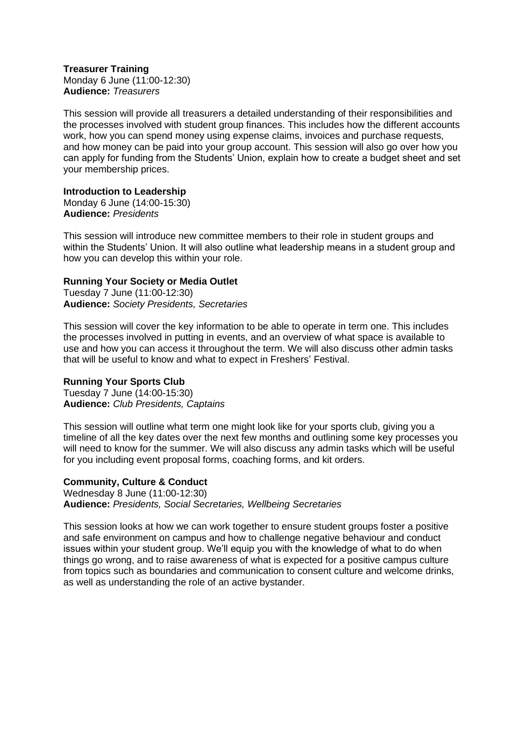**Treasurer Training**
Monday 6 June (11:00-12:30)
**Audience:** *Treasurers*

This session will provide all treasurers a detailed understanding of their responsibilities and the processes involved with student group finances. This includes how the different accounts work, how you can spend money using expense claims, invoices and purchase requests, and how money can be paid into your group account. This session will also go over how you can apply for funding from the Students' Union, explain how to create a budget sheet and set your membership prices.

**Introduction to Leadership**
Monday 6 June (14:00-15:30)
**Audience:** *Presidents*

This session will introduce new committee members to their role in student groups and within the Students' Union. It will also outline what leadership means in a student group and how you can develop this within your role.

**Running Your Society or Media Outlet**
Tuesday 7 June (11:00-12:30)
**Audience:** *Society Presidents, Secretaries*

This session will cover the key information to be able to operate in term one. This includes the processes involved in putting in events, and an overview of what space is available to use and how you can access it throughout the term. We will also discuss other admin tasks that will be useful to know and what to expect in Freshers' Festival.

**Running Your Sports Club**
Tuesday 7 June (14:00-15:30)
**Audience:** *Club Presidents, Captains*

This session will outline what term one might look like for your sports club, giving you a timeline of all the key dates over the next few months and outlining some key processes you will need to know for the summer. We will also discuss any admin tasks which will be useful for you including event proposal forms, coaching forms, and kit orders.

**Community, Culture & Conduct**
Wednesday 8 June (11:00-12:30)
**Audience:** *Presidents, Social Secretaries, Wellbeing Secretaries*

This session looks at how we can work together to ensure student groups foster a positive and safe environment on campus and how to challenge negative behaviour and conduct issues within your student group. We'll equip you with the knowledge of what to do when things go wrong, and to raise awareness of what is expected for a positive campus culture from topics such as boundaries and communication to consent culture and welcome drinks, as well as understanding the role of an active bystander.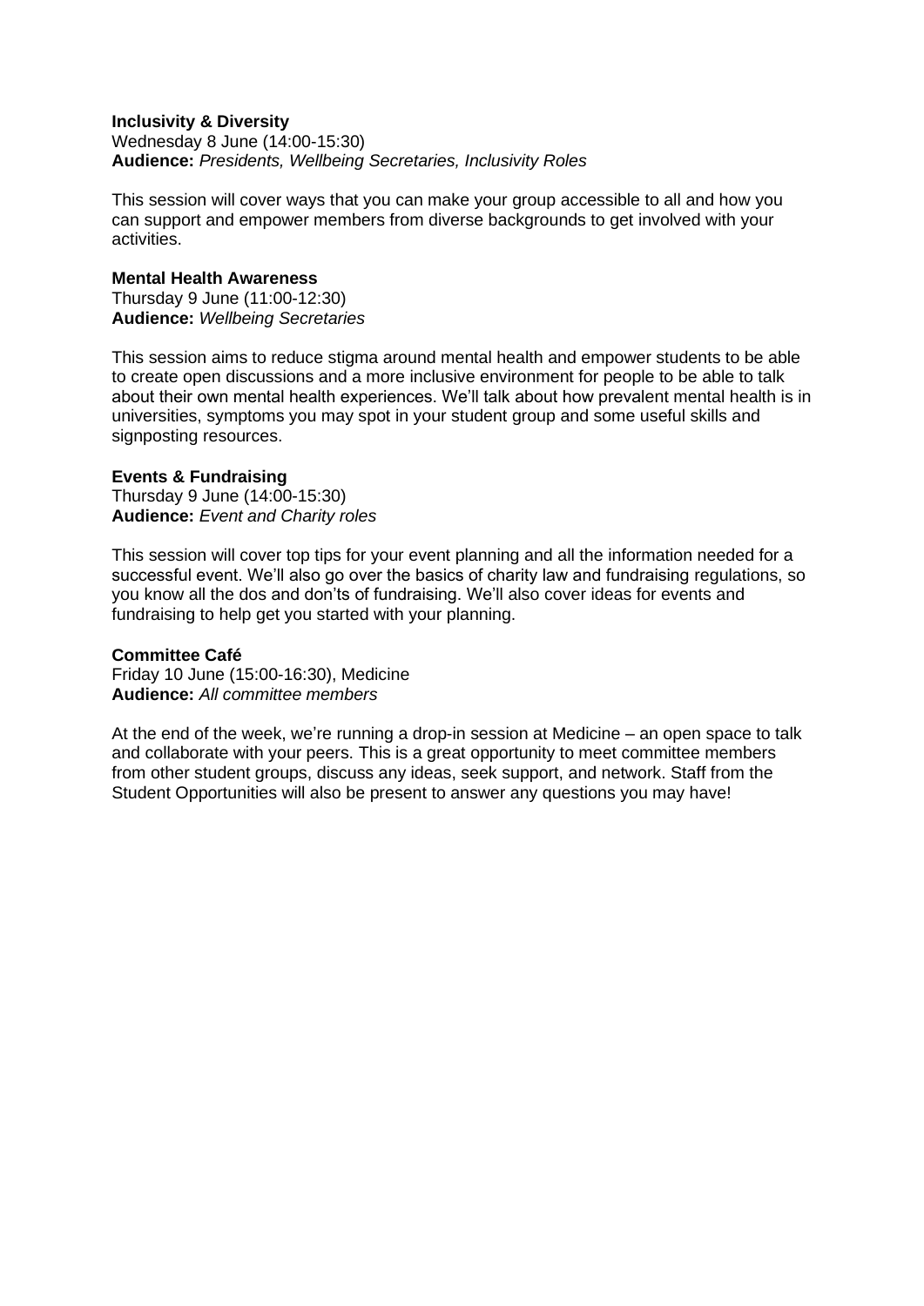**Inclusivity & Diversity**
Wednesday 8 June (14:00-15:30)
**Audience:** *Presidents, Wellbeing Secretaries, Inclusivity Roles*

This session will cover ways that you can make your group accessible to all and how you can support and empower members from diverse backgrounds to get involved with your activities.

**Mental Health Awareness**
Thursday 9 June (11:00-12:30)
**Audience:** *Wellbeing Secretaries*

This session aims to reduce stigma around mental health and empower students to be able to create open discussions and a more inclusive environment for people to be able to talk about their own mental health experiences. We'll talk about how prevalent mental health is in universities, symptoms you may spot in your student group and some useful skills and signposting resources.

**Events & Fundraising**
Thursday 9 June (14:00-15:30)
**Audience:** *Event and Charity roles*

This session will cover top tips for your event planning and all the information needed for a successful event. We'll also go over the basics of charity law and fundraising regulations, so you know all the dos and don'ts of fundraising. We'll also cover ideas for events and fundraising to help get you started with your planning.

**Committee Café**
Friday 10 June (15:00-16:30), Medicine
**Audience:** *All committee members*

At the end of the week, we're running a drop-in session at Medicine – an open space to talk and collaborate with your peers. This is a great opportunity to meet committee members from other student groups, discuss any ideas, seek support, and network. Staff from the Student Opportunities will also be present to answer any questions you may have!